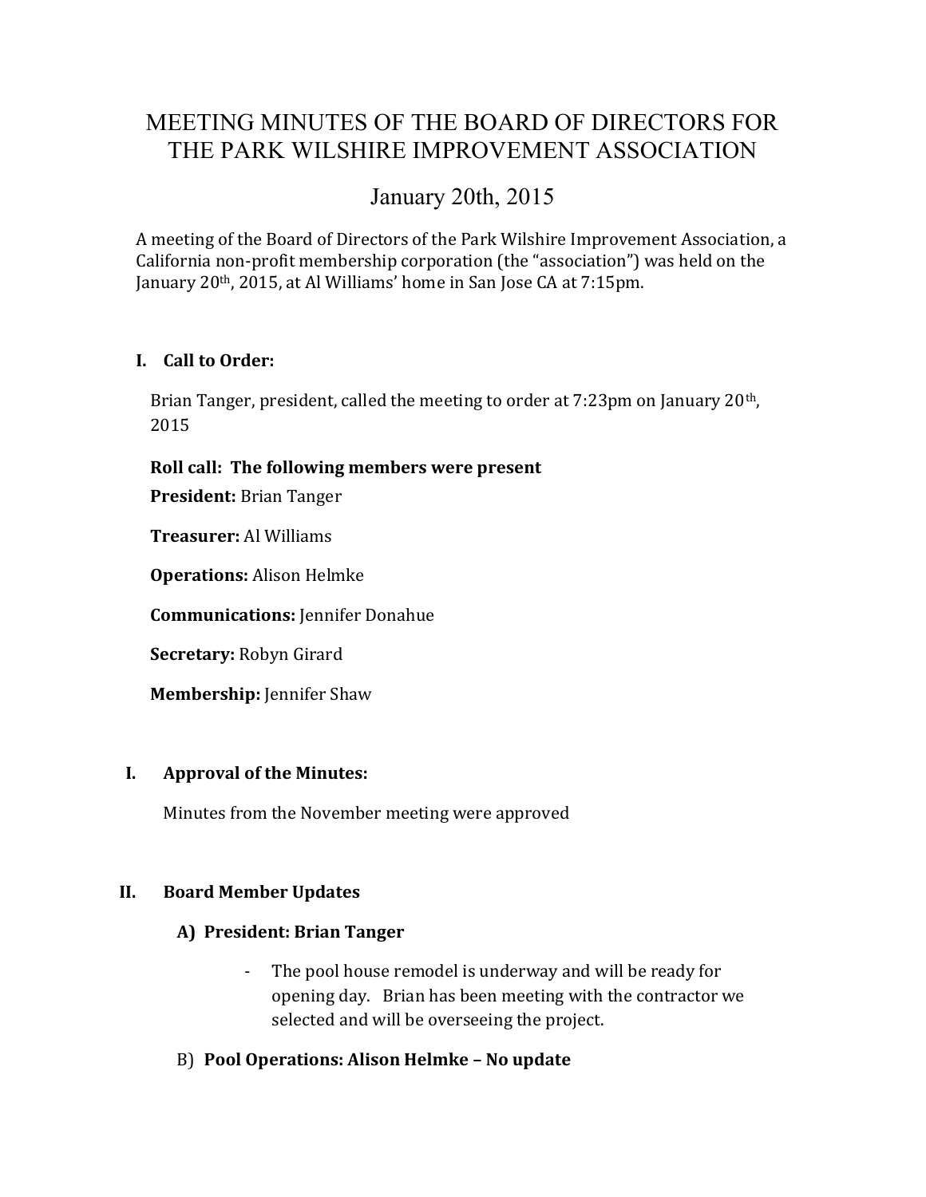# MEETING MINUTES OF THE BOARD OF DIRECTORS FOR THE PARK WILSHIRE IMPROVEMENT ASSOCIATION

## January 20th, 2015

A meeting of the Board of Directors of the Park Wilshire Improvement Association, a California non-profit membership corporation (the "association") was held on the January 20th, 2015, at Al Williams' home in San Jose CA at 7:15pm.

### I. Call to Order:

Brian Tanger, president, called the meeting to order at 7:23pm on January 20th, 2015

**Roll call: The following members were present**

**President:** Brian Tanger

**Treasurer:** Al Williams

**Operations:** Alison Helmke

**Communications:** Jennifer Donahue

**Secretary:** Robyn Girard

**Membership:** Jennifer Shaw

### I. Approval of the Minutes:

Minutes from the November meeting were approved

### II. Board Member Updates

#### A) President: Brian Tanger

- The pool house remodel is underway and will be ready for opening day. Brian has been meeting with the contractor we selected and will be overseeing the project.

#### B) Pool Operations: Alison Helmke – No update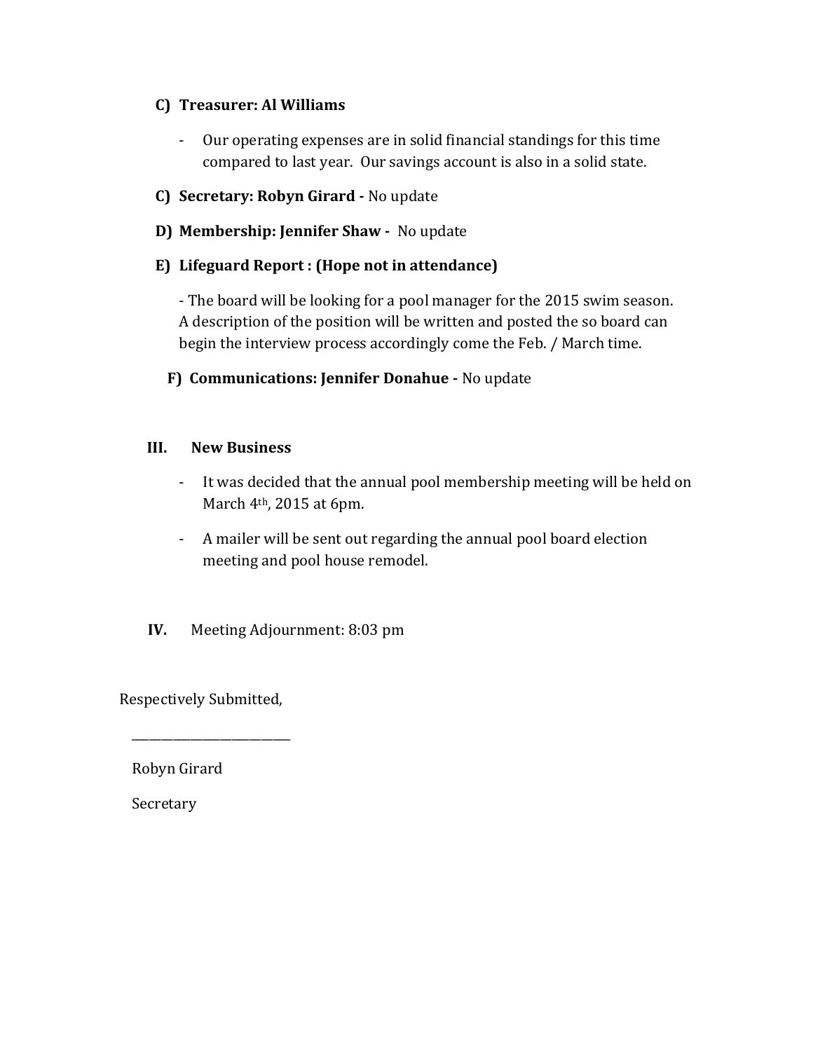**C) Treasurer: Al Williams**

- Our operating expenses are in solid financial standings for this time compared to last year. Our savings account is also in a solid state.

**C) Secretary: Robyn Girard -** No update

**D) Membership: Jennifer Shaw -** No update

**E) Lifeguard Report : (Hope not in attendance)**

- The board will be looking for a pool manager for the 2015 swim season. A description of the position will be written and posted the so board can begin the interview process accordingly come the Feb. / March time.

**F) Communications: Jennifer Donahue -** No update

**III. New Business**

- It was decided that the annual pool membership meeting will be held on March 4th, 2015 at 6pm.
- A mailer will be sent out regarding the annual pool board election meeting and pool house remodel.

**IV.** Meeting Adjournment: 8:03 pm

Respectively Submitted,

\_\_\_\_\_\_\_\_\_\_\_\_\_\_\_\_\_\_\_\_\_\_\_\_\_\_

Robyn Girard

Secretary